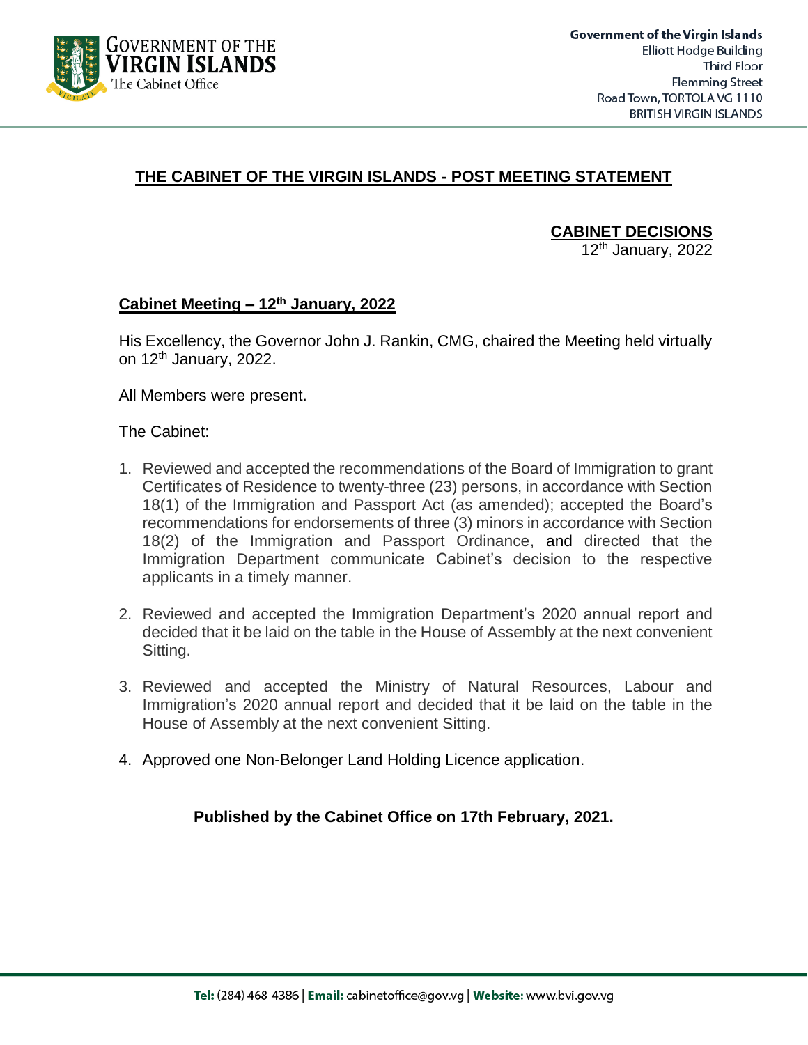GOVERNMENT OF THE VIRGIN ISLANDS
The Cabinet Office

Government of the Virgin Islands
Elliott Hodge Building
Third Floor
Flemming Street
Road Town, TORTOLA VG 1110
BRITISH VIRGIN ISLANDS

# THE CABINET OF THE VIRGIN ISLANDS - POST MEETING STATEMENT

**CABINET DECISIONS**
12th January, 2022

## Cabinet Meeting – 12th January, 2022

His Excellency, the Governor John J. Rankin, CMG, chaired the Meeting held virtually on 12th January, 2022.

All Members were present.

The Cabinet:

1. Reviewed and accepted the recommendations of the Board of Immigration to grant Certificates of Residence to twenty-three (23) persons, in accordance with Section 18(1) of the Immigration and Passport Act (as amended); accepted the Board's recommendations for endorsements of three (3) minors in accordance with Section 18(2) of the Immigration and Passport Ordinance, and directed that the Immigration Department communicate Cabinet's decision to the respective applicants in a timely manner.

2. Reviewed and accepted the Immigration Department's 2020 annual report and decided that it be laid on the table in the House of Assembly at the next convenient Sitting.

3. Reviewed and accepted the Ministry of Natural Resources, Labour and Immigration's 2020 annual report and decided that it be laid on the table in the House of Assembly at the next convenient Sitting.

4. Approved one Non-Belonger Land Holding Licence application.

**Published by the Cabinet Office on 17th February, 2021.**

Tel: (284) 468-4386 | Email: cabinetoffice@gov.vg | Website: www.bvi.gov.vg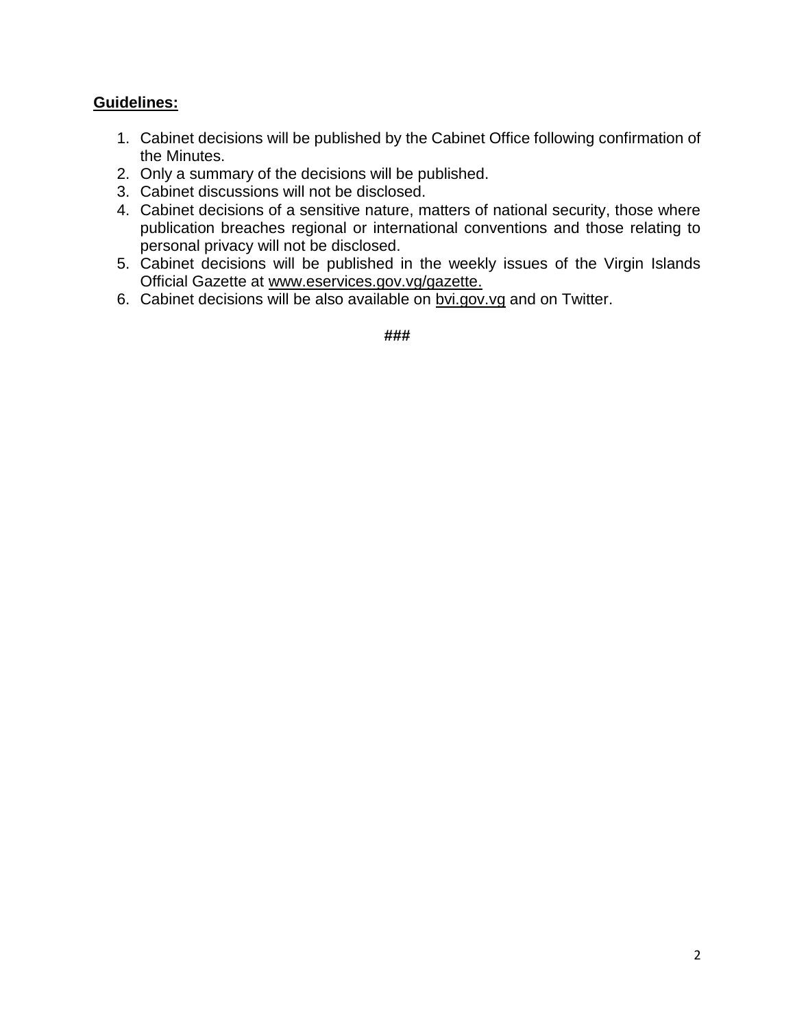**Guidelines:**

1. Cabinet decisions will be published by the Cabinet Office following confirmation of the Minutes.
2. Only a summary of the decisions will be published.
3. Cabinet discussions will not be disclosed.
4. Cabinet decisions of a sensitive nature, matters of national security, those where publication breaches regional or international conventions and those relating to personal privacy will not be disclosed.
5. Cabinet decisions will be published in the weekly issues of the Virgin Islands Official Gazette at www.eservices.gov.vg/gazette.
6. Cabinet decisions will be also available on bvi.gov.vg and on Twitter.

###